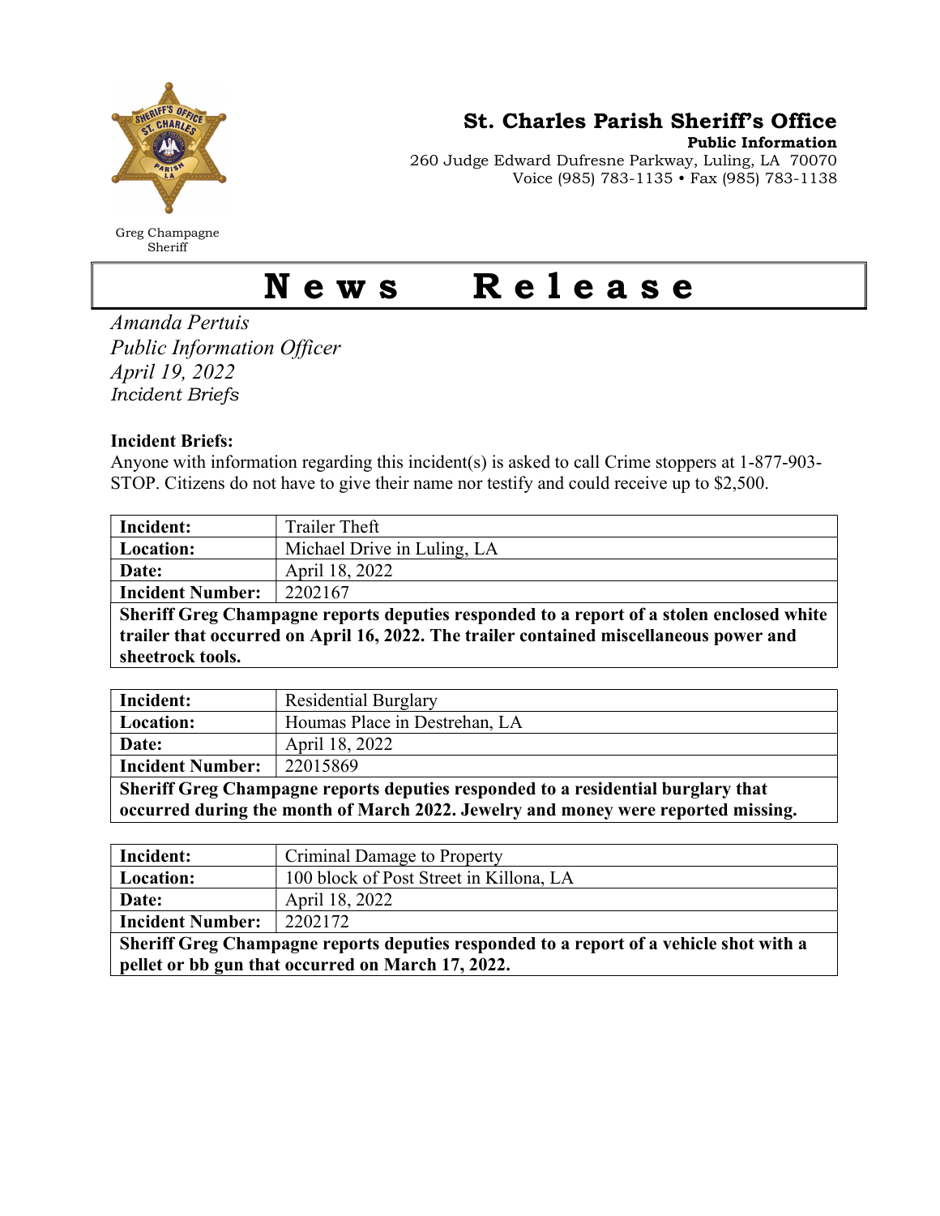Greg Champagne
Sheriff

**St. Charles Parish Sheriff's Office**
**Public Information**
260 Judge Edward Dufresne Parkway, Luling, LA 70070
Voice (985) 783-1135 • Fax (985) 783-1138

# News Release

*Amanda Pertuis*
*Public Information Officer*
*April 19, 2022*
*Incident Briefs*

**Incident Briefs:**
Anyone with information regarding this incident(s) is asked to call Crime stoppers at 1-877-903-STOP. Citizens do not have to give their name nor testify and could receive up to $2,500.

| **Incident:** | Trailer Theft |
|---|---|
| **Location:** | Michael Drive in Luling, LA |
| **Date:** | April 18, 2022 |
| **Incident Number:** | 2202167 |
| **Sheriff Greg Champagne reports deputies responded to a report of a stolen enclosed white trailer that occurred on April 16, 2022. The trailer contained miscellaneous power and sheetrock tools.** | |

| **Incident:** | Residential Burglary |
|---|---|
| **Location:** | Houmas Place in Destrehan, LA |
| **Date:** | April 18, 2022 |
| **Incident Number:** | 22015869 |
| **Sheriff Greg Champagne reports deputies responded to a residential burglary that occurred during the month of March 2022. Jewelry and money were reported missing.** | |

| **Incident:** | Criminal Damage to Property |
|---|---|
| **Location:** | 100 block of Post Street in Killona, LA |
| **Date:** | April 18, 2022 |
| **Incident Number:** | 2202172 |
| **Sheriff Greg Champagne reports deputies responded to a report of a vehicle shot with a pellet or bb gun that occurred on March 17, 2022.** | |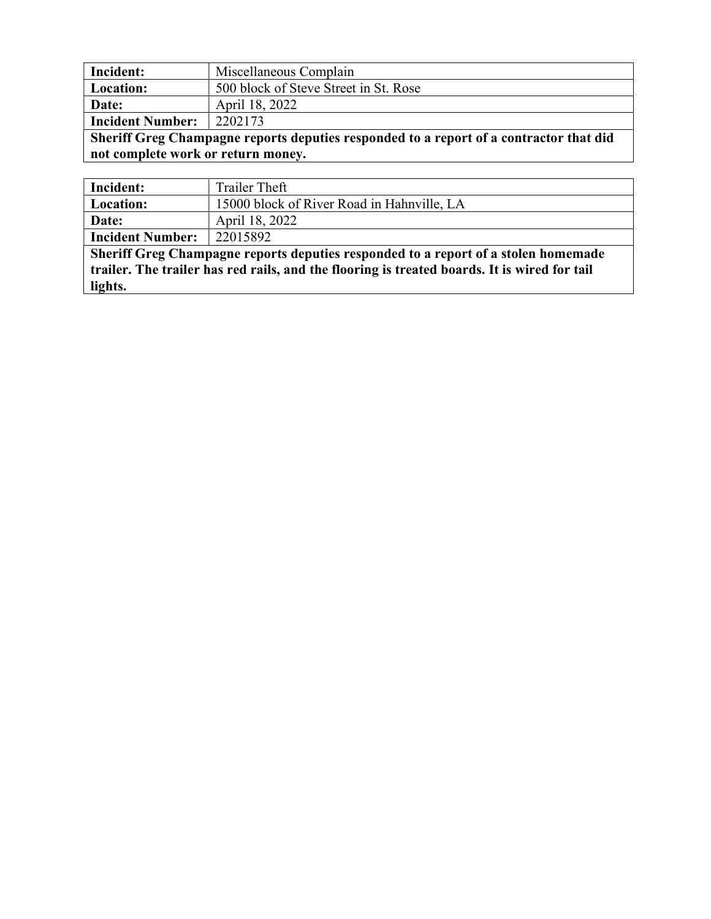| | |
|---|---|
| **Incident:** | Miscellaneous Complain |
| **Location:** | 500 block of Steve Street in St. Rose |
| **Date:** | April 18, 2022 |
| **Incident Number:** | 2202173 |
| **Sheriff Greg Champagne reports deputies responded to a report of a contractor that did not complete work or return money.** | |

| | |
|---|---|
| **Incident:** | Trailer Theft |
| **Location:** | 15000 block of River Road in Hahnville, LA |
| **Date:** | April 18, 2022 |
| **Incident Number:** | 22015892 |
| **Sheriff Greg Champagne reports deputies responded to a report of a stolen homemade trailer. The trailer has red rails, and the flooring is treated boards. It is wired for tail lights.** | |